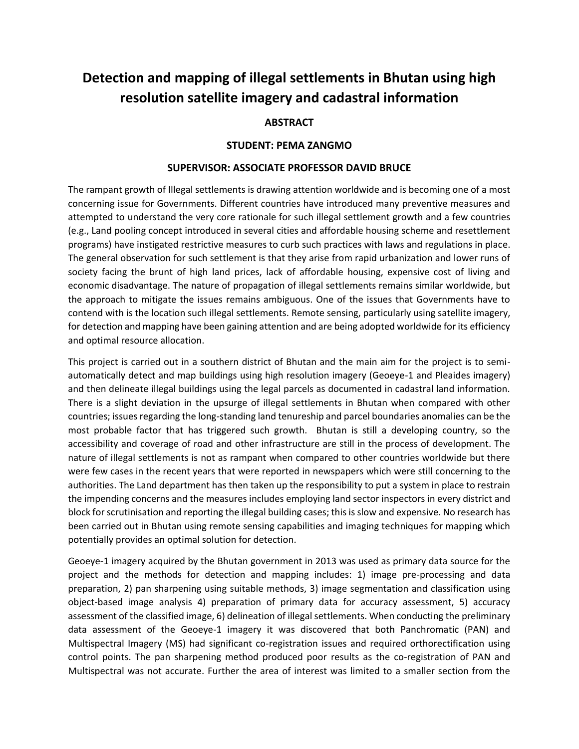# Detection and mapping of illegal settlements in Bhutan using high resolution satellite imagery and cadastral information

**ABSTRACT**

**STUDENT: PEMA ZANGMO**

**SUPERVISOR: ASSOCIATE PROFESSOR DAVID BRUCE**

The rampant growth of Illegal settlements is drawing attention worldwide and is becoming one of a most concerning issue for Governments. Different countries have introduced many preventive measures and attempted to understand the very core rationale for such illegal settlement growth and a few countries (e.g., Land pooling concept introduced in several cities and affordable housing scheme and resettlement programs) have instigated restrictive measures to curb such practices with laws and regulations in place. The general observation for such settlement is that they arise from rapid urbanization and lower runs of society facing the brunt of high land prices, lack of affordable housing, expensive cost of living and economic disadvantage. The nature of propagation of illegal settlements remains similar worldwide, but the approach to mitigate the issues remains ambiguous. One of the issues that Governments have to contend with is the location such illegal settlements. Remote sensing, particularly using satellite imagery, for detection and mapping have been gaining attention and are being adopted worldwide for its efficiency and optimal resource allocation.

This project is carried out in a southern district of Bhutan and the main aim for the project is to semi-automatically detect and map buildings using high resolution imagery (Geoeye-1 and Pleaides imagery) and then delineate illegal buildings using the legal parcels as documented in cadastral land information. There is a slight deviation in the upsurge of illegal settlements in Bhutan when compared with other countries; issues regarding the long-standing land tenureship and parcel boundaries anomalies can be the most probable factor that has triggered such growth. Bhutan is still a developing country, so the accessibility and coverage of road and other infrastructure are still in the process of development. The nature of illegal settlements is not as rampant when compared to other countries worldwide but there were few cases in the recent years that were reported in newspapers which were still concerning to the authorities. The Land department has then taken up the responsibility to put a system in place to restrain the impending concerns and the measures includes employing land sector inspectors in every district and block for scrutinisation and reporting the illegal building cases; this is slow and expensive. No research has been carried out in Bhutan using remote sensing capabilities and imaging techniques for mapping which potentially provides an optimal solution for detection.

Geoeye-1 imagery acquired by the Bhutan government in 2013 was used as primary data source for the project and the methods for detection and mapping includes: 1) image pre-processing and data preparation, 2) pan sharpening using suitable methods, 3) image segmentation and classification using object-based image analysis 4) preparation of primary data for accuracy assessment, 5) accuracy assessment of the classified image, 6) delineation of illegal settlements. When conducting the preliminary data assessment of the Geoeye-1 imagery it was discovered that both Panchromatic (PAN) and Multispectral Imagery (MS) had significant co-registration issues and required orthorectification using control points. The pan sharpening method produced poor results as the co-registration of PAN and Multispectral was not accurate. Further the area of interest was limited to a smaller section from the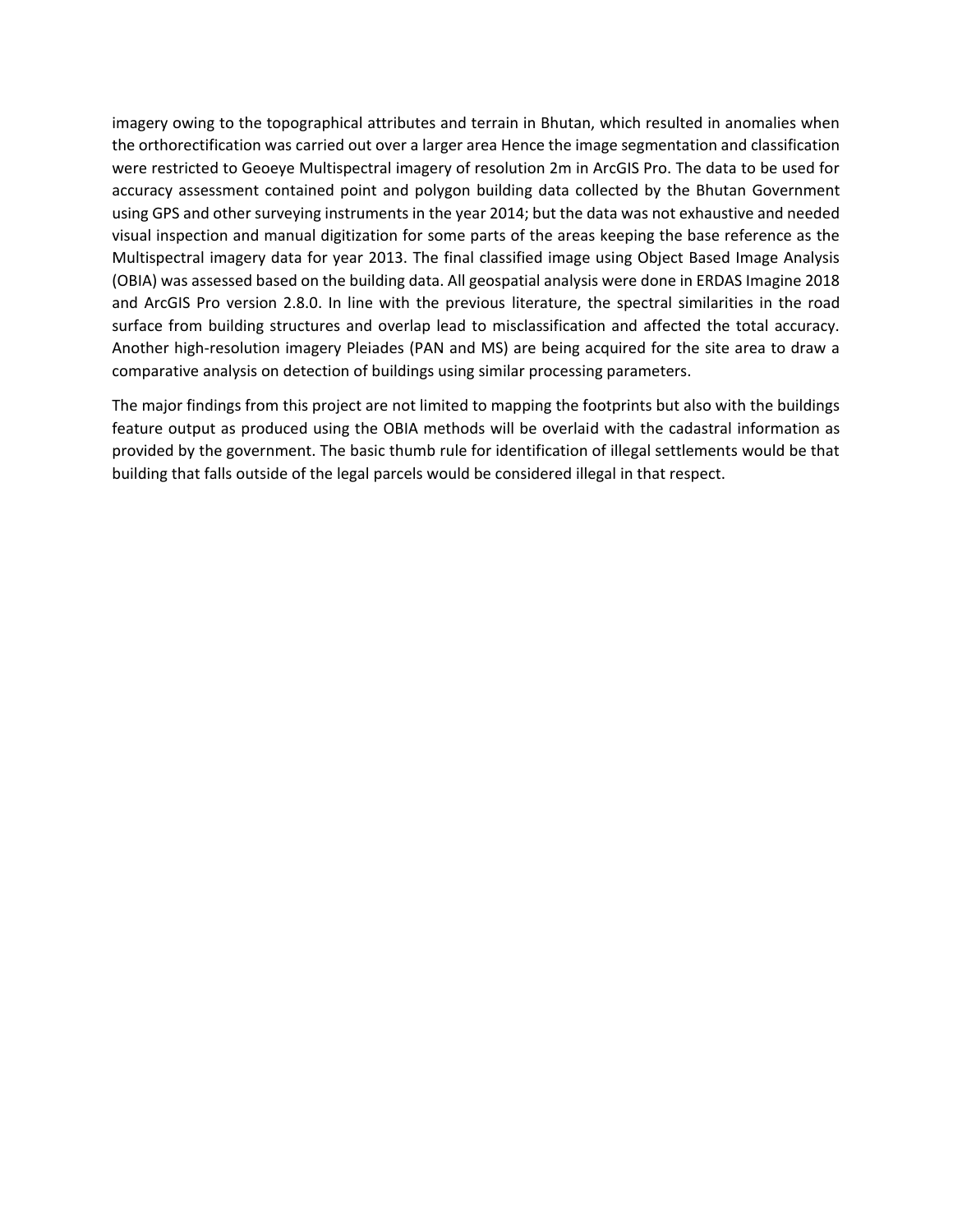imagery owing to the topographical attributes and terrain in Bhutan, which resulted in anomalies when the orthorectification was carried out over a larger area Hence the image segmentation and classification were restricted to Geoeye Multispectral imagery of resolution 2m in ArcGIS Pro. The data to be used for accuracy assessment contained point and polygon building data collected by the Bhutan Government using GPS and other surveying instruments in the year 2014; but the data was not exhaustive and needed visual inspection and manual digitization for some parts of the areas keeping the base reference as the Multispectral imagery data for year 2013. The final classified image using Object Based Image Analysis (OBIA) was assessed based on the building data. All geospatial analysis were done in ERDAS Imagine 2018 and ArcGIS Pro version 2.8.0. In line with the previous literature, the spectral similarities in the road surface from building structures and overlap lead to misclassification and affected the total accuracy. Another high-resolution imagery Pleiades (PAN and MS) are being acquired for the site area to draw a comparative analysis on detection of buildings using similar processing parameters.

The major findings from this project are not limited to mapping the footprints but also with the buildings feature output as produced using the OBIA methods will be overlaid with the cadastral information as provided by the government. The basic thumb rule for identification of illegal settlements would be that building that falls outside of the legal parcels would be considered illegal in that respect.